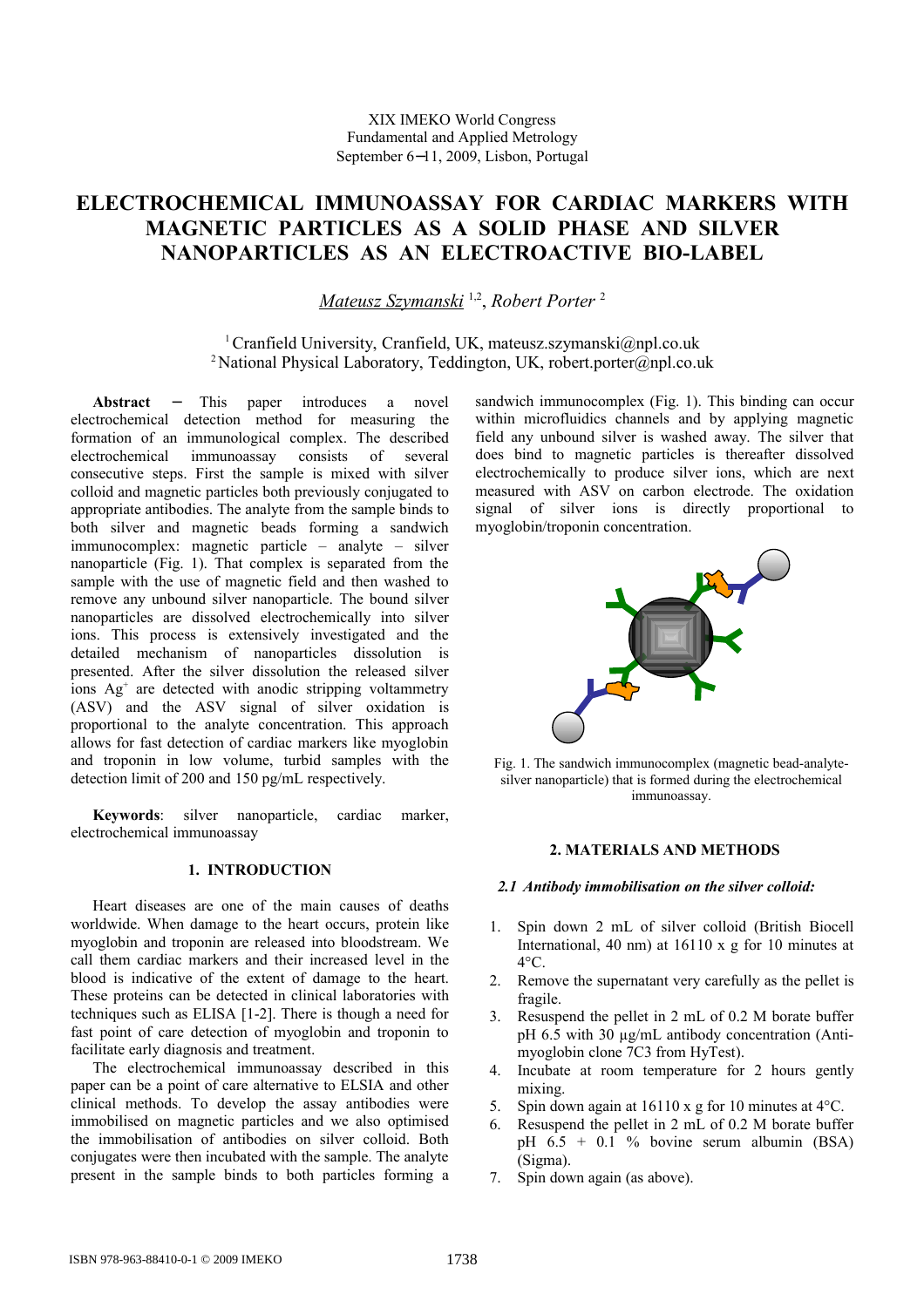XIX IMEKO World Congress
Fundamental and Applied Metrology
September 6−11, 2009, Lisbon, Portugal

# ELECTROCHEMICAL IMMUNOASSAY FOR CARDIAC MARKERS WITH MAGNETIC PARTICLES AS A SOLID PHASE AND SILVER NANOPARTICLES AS AN ELECTROACTIVE BIO-LABEL

*Mateusz Szymanski* [1,2], *Robert Porter* [2]

[1] Cranfield University, Cranfield, UK, mateusz.szymanski@npl.co.uk
[2] National Physical Laboratory, Teddington, UK, robert.porter@npl.co.uk

**Abstract** − This paper introduces a novel electrochemical detection method for measuring the formation of an immunological complex. The described electrochemical immunoassay consists of several consecutive steps. First the sample is mixed with silver colloid and magnetic particles both previously conjugated to appropriate antibodies. The analyte from the sample binds to both silver and magnetic beads forming a sandwich immunocomplex: magnetic particle – analyte – silver nanoparticle (Fig. 1). That complex is separated from the sample with the use of magnetic field and then washed to remove any unbound silver nanoparticle. The bound silver nanoparticles are dissolved electrochemically into silver ions. This process is extensively investigated and the detailed mechanism of nanoparticles dissolution is presented. After the silver dissolution the released silver ions $Ag^{+}$ are detected with anodic stripping voltammetry (ASV) and the ASV signal of silver oxidation is proportional to the analyte concentration. This approach allows for fast detection of cardiac markers like myoglobin and troponin in low volume, turbid samples with the detection limit of 200 and 150 pg/mL respectively.

**Keywords**: silver nanoparticle, cardiac marker, electrochemical immunoassay

## 1. INTRODUCTION

Heart diseases are one of the main causes of deaths worldwide. When damage to the heart occurs, protein like myoglobin and troponin are released into bloodstream. We call them cardiac markers and their increased level in the blood is indicative of the extent of damage to the heart. These proteins can be detected in clinical laboratories with techniques such as ELISA [1-2]. There is though a need for fast point of care detection of myoglobin and troponin to facilitate early diagnosis and treatment.

The electrochemical immunoassay described in this paper can be a point of care alternative to ELSIA and other clinical methods. To develop the assay antibodies were immobilised on magnetic particles and we also optimised the immobilisation of antibodies on silver colloid. Both conjugates were then incubated with the sample. The analyte present in the sample binds to both particles forming a sandwich immunocomplex (Fig. 1). This binding can occur within microfluidics channels and by applying magnetic field any unbound silver is washed away. The silver that does bind to magnetic particles is thereafter dissolved electrochemically to produce silver ions, which are next measured with ASV on carbon electrode. The oxidation signal of silver ions is directly proportional to myoglobin/troponin concentration.

Fig. 1. The sandwich immunocomplex (magnetic bead-analyte-silver nanoparticle) that is formed during the electrochemical immunoassay.

## 2. MATERIALS AND METHODS

### *2.1 Antibody immobilisation on the silver colloid:*

1. Spin down 2 mL of silver colloid (British Biocell International, 40 nm) at 16110 x g for 10 minutes at 4°C.
2. Remove the supernatant very carefully as the pellet is fragile.
3. Resuspend the pellet in 2 mL of 0.2 M borate buffer pH 6.5 with 30 µg/mL antibody concentration (Anti-myoglobin clone 7C3 from HyTest).
4. Incubate at room temperature for 2 hours gently mixing.
5. Spin down again at 16110 x g for 10 minutes at 4°C.
6. Resuspend the pellet in 2 mL of 0.2 M borate buffer pH 6.5 + 0.1 % bovine serum albumin (BSA) (Sigma).
7. Spin down again (as above).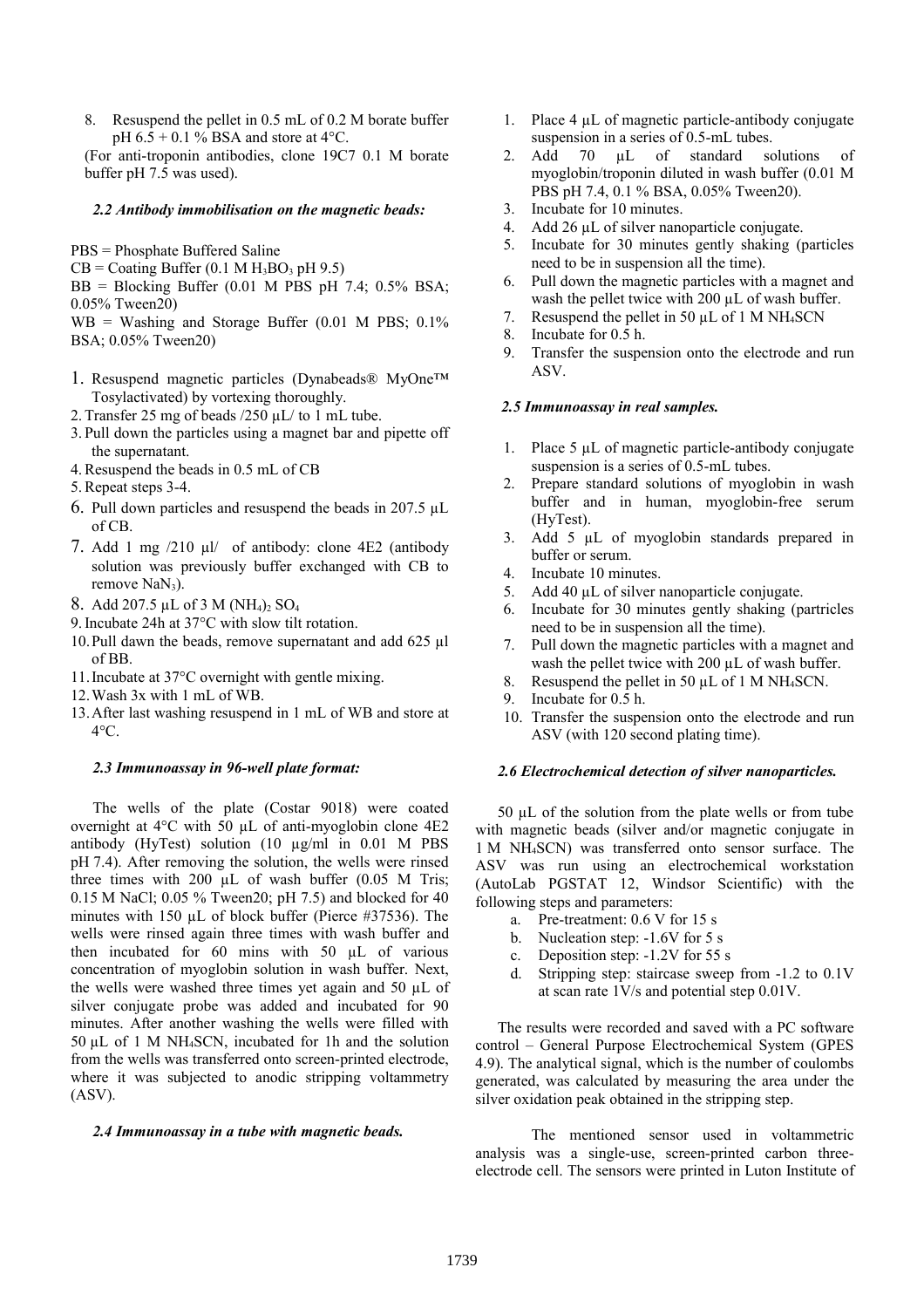8. Resuspend the pellet in 0.5 mL of 0.2 M borate buffer pH 6.5 + 0.1 % BSA and store at 4°C.

(For anti-troponin antibodies, clone 19C7 0.1 M borate buffer pH 7.5 was used).

### *2.2 Antibody immobilisation on the magnetic beads:*

PBS = Phosphate Buffered Saline

CB = Coating Buffer (0.1 M $H_3BO_3$ pH 9.5)

BB = Blocking Buffer (0.01 M PBS pH 7.4; 0.5% BSA; 0.05% Tween20)

WB = Washing and Storage Buffer (0.01 M PBS; 0.1% BSA; 0.05% Tween20)

1. Resuspend magnetic particles (Dynabeads® MyOne™ Tosylactivated) by vortexing thoroughly.
2. Transfer 25 mg of beads /250 µL/ to 1 mL tube.
3. Pull down the particles using a magnet bar and pipette off the supernatant.
4. Resuspend the beads in 0.5 mL of CB
5. Repeat steps 3-4.
6. Pull down particles and resuspend the beads in 207.5 µL of CB.
7. Add 1 mg /210 µl/ of antibody: clone 4E2 (antibody solution was previously buffer exchanged with CB to remove $NaN_3$).
8. Add 207.5 µL of 3 M $(NH_4)_2SO_4$
9. Incubate 24h at 37°C with slow tilt rotation.
10. Pull dawn the beads, remove supernatant and add 625 µl of BB.
11. Incubate at 37°C overnight with gentle mixing.
12. Wash 3x with 1 mL of WB.
13. After last washing resuspend in 1 mL of WB and store at 4°C.

### *2.3 Immunoassay in 96-well plate format:*

The wells of the plate (Costar 9018) were coated overnight at 4°C with 50 µL of anti-myoglobin clone 4E2 antibody (HyTest) solution (10 µg/ml in 0.01 M PBS pH 7.4). After removing the solution, the wells were rinsed three times with 200 µL of wash buffer (0.05 M Tris; 0.15 M NaCl; 0.05 % Tween20; pH 7.5) and blocked for 40 minutes with 150 µL of block buffer (Pierce #37536). The wells were rinsed again three times with wash buffer and then incubated for 60 mins with 50 µL of various concentration of myoglobin solution in wash buffer. Next, the wells were washed three times yet again and 50 µL of silver conjugate probe was added and incubated for 90 minutes. After another washing the wells were filled with 50 µL of 1 M $NH_4SCN$, incubated for 1h and the solution from the wells was transferred onto screen-printed electrode, where it was subjected to anodic stripping voltammetry (ASV).

### *2.4 Immunoassay in a tube with magnetic beads.*

1. Place 4 µL of magnetic particle-antibody conjugate suspension in a series of 0.5-mL tubes.
2. Add 70 µL of standard solutions of myoglobin/troponin diluted in wash buffer (0.01 M PBS pH 7.4, 0.1 % BSA, 0.05% Tween20).
3. Incubate for 10 minutes.
4. Add 26 µL of silver nanoparticle conjugate.
5. Incubate for 30 minutes gently shaking (particles need to be in suspension all the time).
6. Pull down the magnetic particles with a magnet and wash the pellet twice with 200 µL of wash buffer.
7. Resuspend the pellet in 50 µL of 1 M $NH_4SCN$
8. Incubate for 0.5 h.
9. Transfer the suspension onto the electrode and run ASV.

### *2.5 Immunoassay in real samples.*

1. Place 5 µL of magnetic particle-antibody conjugate suspension is a series of 0.5-mL tubes.
2. Prepare standard solutions of myoglobin in wash buffer and in human, myoglobin-free serum (HyTest).
3. Add 5 µL of myoglobin standards prepared in buffer or serum.
4. Incubate 10 minutes.
5. Add 40 µL of silver nanoparticle conjugate.
6. Incubate for 30 minutes gently shaking (partricles need to be in suspension all the time).
7. Pull down the magnetic particles with a magnet and wash the pellet twice with 200 µL of wash buffer.
8. Resuspend the pellet in 50 µL of 1 M $NH_4SCN$.
9. Incubate for 0.5 h.
10. Transfer the suspension onto the electrode and run ASV (with 120 second plating time).

### *2.6 Electrochemical detection of silver nanoparticles.*

50 µL of the solution from the plate wells or from tube with magnetic beads (silver and/or magnetic conjugate in 1 M $NH_4SCN$) was transferred onto sensor surface. The ASV was run using an electrochemical workstation (AutoLab PGSTAT 12, Windsor Scientific) with the following steps and parameters:

a. Pre-treatment: 0.6 V for 15 s
b. Nucleation step: -1.6V for 5 s
c. Deposition step: -1.2V for 55 s
d. Stripping step: staircase sweep from -1.2 to 0.1V at scan rate 1V/s and potential step 0.01V.

The results were recorded and saved with a PC software control – General Purpose Electrochemical System (GPES 4.9). The analytical signal, which is the number of coulombs generated, was calculated by measuring the area under the silver oxidation peak obtained in the stripping step.

The mentioned sensor used in voltammetric analysis was a single-use, screen-printed carbon three-electrode cell. The sensors were printed in Luton Institute of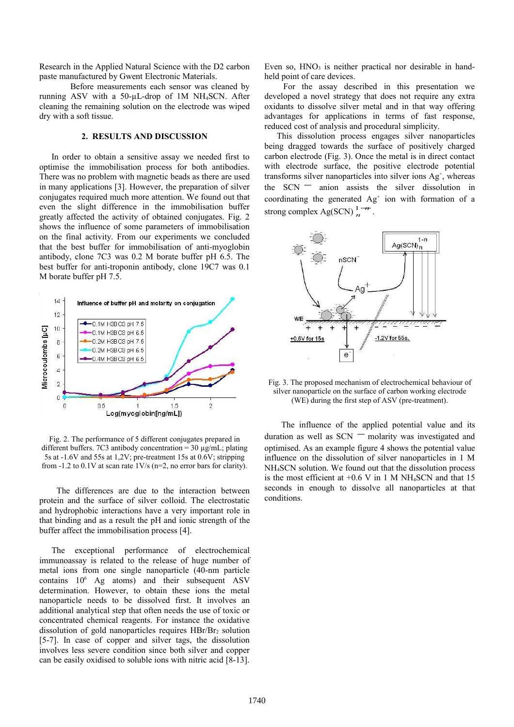Research in the Applied Natural Science with the D2 carbon paste manufactured by Gwent Electronic Materials.

Before measurements each sensor was cleaned by running ASV with a 50-µL-drop of 1M $NH_4SCN$. After cleaning the remaining solution on the electrode was wiped dry with a soft tissue.

## 2. RESULTS AND DISCUSSION

In order to obtain a sensitive assay we needed first to optimise the immobilisation process for both antibodies. There was no problem with magnetic beads as there are used in many applications [3]. However, the preparation of silver conjugates required much more attention. We found out that even the slight difference in the immobilisation buffer greatly affected the activity of obtained conjugates. Fig. 2 shows the influence of some parameters of immobilisation on the final activity. From our experiments we concluded that the best buffer for immobilisation of anti-myoglobin antibody, clone 7C3 was 0.2 M borate buffer pH 6.5. The best buffer for anti-troponin antibody, clone 19C7 was 0.1 M borate buffer pH 7.5.

Fig. 2. The performance of 5 different conjugates prepared in different buffers. 7C3 antibody concentration = 30 µg/mL; plating 5s at -1.6V and 55s at 1,2V; pre-treatment 15s at 0.6V; stripping from -1.2 to 0.1V at scan rate 1V/s (n=2, no error bars for clarity).

The differences are due to the interaction between protein and the surface of silver colloid. The electrostatic and hydrophobic interactions have a very important role in that binding and as a result the pH and ionic strength of the buffer affect the immobilisation process [4].

The exceptional performance of electrochemical immunoassay is related to the release of huge number of metal ions from one single nanoparticle (40-nm particle contains $10^6$ Ag atoms) and their subsequent ASV determination. However, to obtain these ions the metal nanoparticle needs to be dissolved first. It involves an additional analytical step that often needs the use of toxic or concentrated chemical reagents. For instance the oxidative dissolution of gold nanoparticles requires $HBr/Br_2$ solution [5-7]. In case of copper and silver tags, the dissolution involves less severe condition since both silver and copper can be easily oxidised to soluble ions with nitric acid [8-13]. Even so, $HNO_3$ is neither practical nor desirable in hand-held point of care devices.

For the assay described in this presentation we developed a novel strategy that does not require any extra oxidants to dissolve silver metal and in that way offering advantages for applications in terms of fast response, reduced cost of analysis and procedural simplicity.

This dissolution process engages silver nanoparticles being dragged towards the surface of positively charged carbon electrode (Fig. 3). Once the metal is in direct contact with electrode surface, the positive electrode potential transforms silver nanoparticles into silver ions $Ag^+$, whereas the $SCN^-$ anion assists the silver dissolution in coordinating the generated $Ag^+$ ion with formation of a strong complex $Ag(SCN)_n^{1-n}$.

Fig. 3. The proposed mechanism of electrochemical behaviour of silver nanoparticle on the surface of carbon working electrode (WE) during the first step of ASV (pre-treatment).

The influence of the applied potential value and its duration as well as $SCN^-$ molarity was investigated and optimised. As an example figure 4 shows the potential value influence on the dissolution of silver nanoparticles in 1 M $NH_4SCN$ solution. We found out that the dissolution process is the most efficient at +0.6 V in 1 M $NH_4SCN$ and that 15 seconds in enough to dissolve all nanoparticles at that conditions.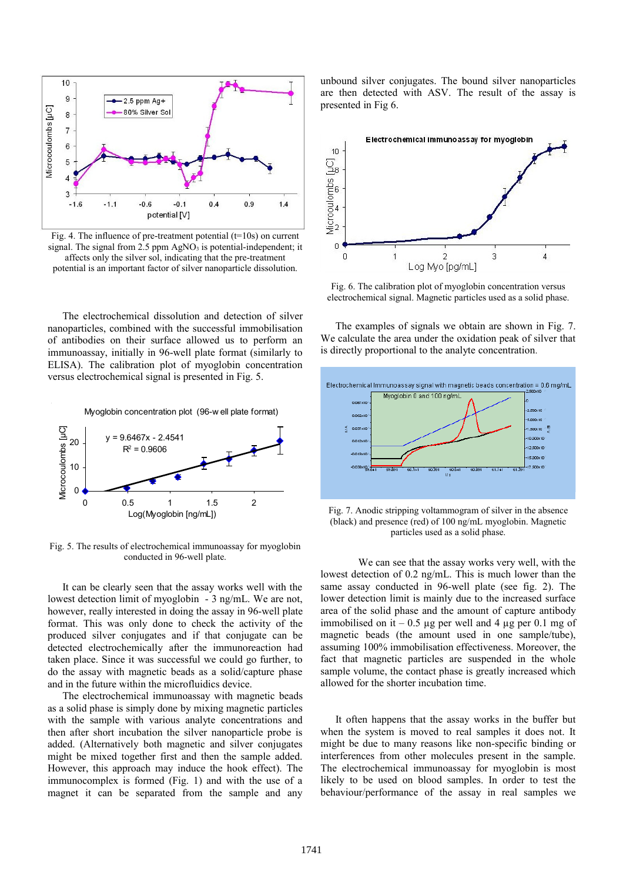Fig. 4. The influence of pre-treatment potential (t=10s) on current signal. The signal from 2.5 ppm $AgNO_3$ is potential-independent; it affects only the silver sol, indicating that the pre-treatment potential is an important factor of silver nanoparticle dissolution.

The electrochemical dissolution and detection of silver nanoparticles, combined with the successful immobilisation of antibodies on their surface allowed us to perform an immunoassay, initially in 96-well plate format (similarly to ELISA). The calibration plot of myoglobin concentration versus electrochemical signal is presented in Fig. 5.

Fig. 5. The results of electrochemical immunoassay for myoglobin conducted in 96-well plate.

It can be clearly seen that the assay works well with the lowest detection limit of myoglobin - 3 ng/mL. We are not, however, really interested in doing the assay in 96-well plate format. This was only done to check the activity of the produced silver conjugates and if that conjugate can be detected electrochemically after the immunoreaction had taken place. Since it was successful we could go further, to do the assay with magnetic beads as a solid/capture phase and in the future within the microfluidics device.

The electrochemical immunoassay with magnetic beads as a solid phase is simply done by mixing magnetic particles with the sample with various analyte concentrations and then after short incubation the silver nanoparticle probe is added. (Alternatively both magnetic and silver conjugates might be mixed together first and then the sample added. However, this approach may induce the hook effect). The immunocomplex is formed (Fig. 1) and with the use of a magnet it can be separated from the sample and any unbound silver conjugates. The bound silver nanoparticles are then detected with ASV. The result of the assay is presented in Fig 6.

Fig. 6. The calibration plot of myoglobin concentration versus electrochemical signal. Magnetic particles used as a solid phase.

The examples of signals we obtain are shown in Fig. 7. We calculate the area under the oxidation peak of silver that is directly proportional to the analyte concentration.

Fig. 7. Anodic stripping voltammogram of silver in the absence (black) and presence (red) of 100 ng/mL myoglobin. Magnetic particles used as a solid phase.

We can see that the assay works very well, with the lowest detection of 0.2 ng/mL. This is much lower than the same assay conducted in 96-well plate (see fig. 2). The lower detection limit is mainly due to the increased surface area of the solid phase and the amount of capture antibody immobilised on it – 0.5 µg per well and 4 µg per 0.1 mg of magnetic beads (the amount used in one sample/tube), assuming 100% immobilisation effectiveness. Moreover, the fact that magnetic particles are suspended in the whole sample volume, the contact phase is greatly increased which allowed for the shorter incubation time.

It often happens that the assay works in the buffer but when the system is moved to real samples it does not. It might be due to many reasons like non-specific binding or interferences from other molecules present in the sample. The electrochemical immunoassay for myoglobin is most likely to be used on blood samples. In order to test the behaviour/performance of the assay in real samples we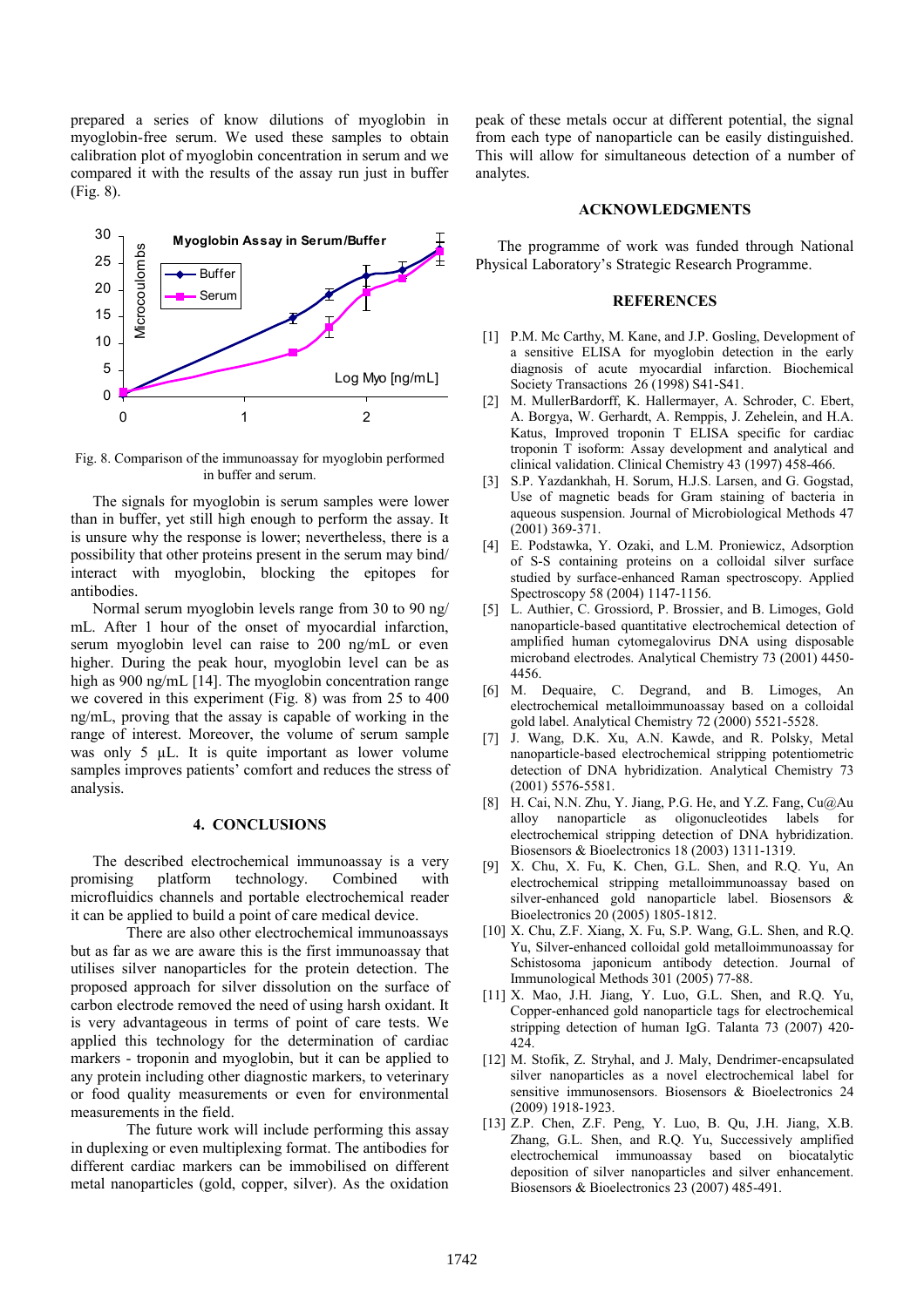prepared a series of know dilutions of myoglobin in myoglobin-free serum. We used these samples to obtain calibration plot of myoglobin concentration in serum and we compared it with the results of the assay run just in buffer (Fig. 8).

Fig. 8. Comparison of the immunoassay for myoglobin performed in buffer and serum.

The signals for myoglobin is serum samples were lower than in buffer, yet still high enough to perform the assay. It is unsure why the response is lower; nevertheless, there is a possibility that other proteins present in the serum may bind/ interact with myoglobin, blocking the epitopes for antibodies.

Normal serum myoglobin levels range from 30 to 90 ng/ mL. After 1 hour of the onset of myocardial infarction, serum myoglobin level can raise to 200 ng/mL or even higher. During the peak hour, myoglobin level can be as high as 900 ng/mL [14]. The myoglobin concentration range we covered in this experiment (Fig. 8) was from 25 to 400 ng/mL, proving that the assay is capable of working in the range of interest. Moreover, the volume of serum sample was only 5 µL. It is quite important as lower volume samples improves patients' comfort and reduces the stress of analysis.

## 4. CONCLUSIONS

The described electrochemical immunoassay is a very promising platform technology. Combined with microfluidics channels and portable electrochemical reader it can be applied to build a point of care medical device.

There are also other electrochemical immunoassays but as far as we are aware this is the first immunoassay that utilises silver nanoparticles for the protein detection. The proposed approach for silver dissolution on the surface of carbon electrode removed the need of using harsh oxidant. It is very advantageous in terms of point of care tests. We applied this technology for the determination of cardiac markers - troponin and myoglobin, but it can be applied to any protein including other diagnostic markers, to veterinary or food quality measurements or even for environmental measurements in the field.

The future work will include performing this assay in duplexing or even multiplexing format. The antibodies for different cardiac markers can be immobilised on different metal nanoparticles (gold, copper, silver). As the oxidation peak of these metals occur at different potential, the signal from each type of nanoparticle can be easily distinguished. This will allow for simultaneous detection of a number of analytes.

## ACKNOWLEDGMENTS

The programme of work was funded through National Physical Laboratory's Strategic Research Programme.

## REFERENCES

[1] P.M. Mc Carthy, M. Kane, and J.P. Gosling, Development of a sensitive ELISA for myoglobin detection in the early diagnosis of acute myocardial infarction. Biochemical Society Transactions 26 (1998) S41-S41.

[2] M. MullerBardorff, K. Hallermayer, A. Schroder, C. Ebert, A. Borgya, W. Gerhardt, A. Remppis, J. Zehelein, and H.A. Katus, Improved troponin T ELISA specific for cardiac troponin T isoform: Assay development and analytical and clinical validation. Clinical Chemistry 43 (1997) 458-466.

[3] S.P. Yazdankhah, H. Sorum, H.J.S. Larsen, and G. Gogstad, Use of magnetic beads for Gram staining of bacteria in aqueous suspension. Journal of Microbiological Methods 47 (2001) 369-371.

[4] E. Podstawka, Y. Ozaki, and L.M. Proniewicz, Adsorption of S-S containing proteins on a colloidal silver surface studied by surface-enhanced Raman spectroscopy. Applied Spectroscopy 58 (2004) 1147-1156.

[5] L. Authier, C. Grossiord, P. Brossier, and B. Limoges, Gold nanoparticle-based quantitative electrochemical detection of amplified human cytomegalovirus DNA using disposable microband electrodes. Analytical Chemistry 73 (2001) 4450-4456.

[6] M. Dequaire, C. Degrand, and B. Limoges, An electrochemical metalloimmunoassay based on a colloidal gold label. Analytical Chemistry 72 (2000) 5521-5528.

[7] J. Wang, D.K. Xu, A.N. Kawde, and R. Polsky, Metal nanoparticle-based electrochemical stripping potentiometric detection of DNA hybridization. Analytical Chemistry 73 (2001) 5576-5581.

[8] H. Cai, N.N. Zhu, Y. Jiang, P.G. He, and Y.Z. Fang, Cu@Au alloy nanoparticle as oligonucleotides labels for electrochemical stripping detection of DNA hybridization. Biosensors & Bioelectronics 18 (2003) 1311-1319.

[9] X. Chu, X. Fu, K. Chen, G.L. Shen, and R.Q. Yu, An electrochemical stripping metalloimmunoassay based on silver-enhanced gold nanoparticle label. Biosensors & Bioelectronics 20 (2005) 1805-1812.

[10] X. Chu, Z.F. Xiang, X. Fu, S.P. Wang, G.L. Shen, and R.Q. Yu, Silver-enhanced colloidal gold metalloimmunoassay for Schistosoma japonicum antibody detection. Journal of Immunological Methods 301 (2005) 77-88.

[11] X. Mao, J.H. Jiang, Y. Luo, G.L. Shen, and R.Q. Yu, Copper-enhanced gold nanoparticle tags for electrochemical stripping detection of human IgG. Talanta 73 (2007) 420-424.

[12] M. Stofik, Z. Stryhal, and J. Maly, Dendrimer-encapsulated silver nanoparticles as a novel electrochemical label for sensitive immunosensors. Biosensors & Bioelectronics 24 (2009) 1918-1923.

[13] Z.P. Chen, Z.F. Peng, Y. Luo, B. Qu, J.H. Jiang, X.B. Zhang, G.L. Shen, and R.Q. Yu, Successively amplified electrochemical immunoassay based on biocatalytic deposition of silver nanoparticles and silver enhancement. Biosensors & Bioelectronics 23 (2007) 485-491.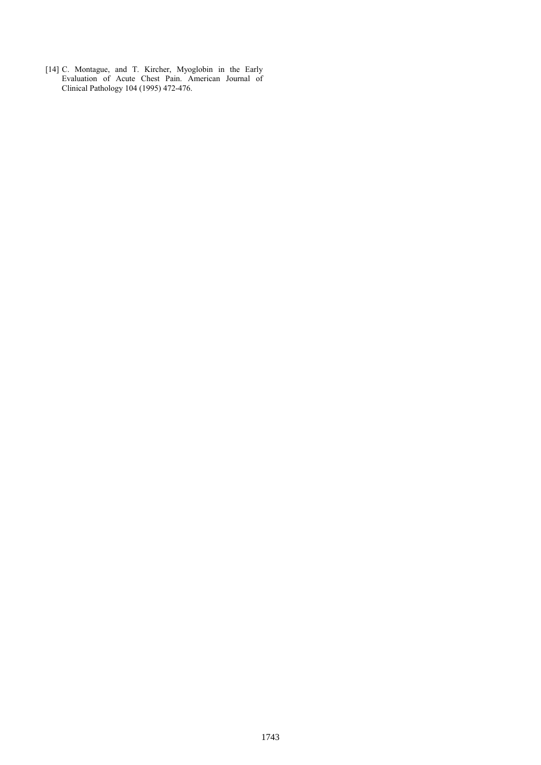[14] C. Montague, and T. Kircher, Myoglobin in the Early Evaluation of Acute Chest Pain. American Journal of Clinical Pathology 104 (1995) 472-476.